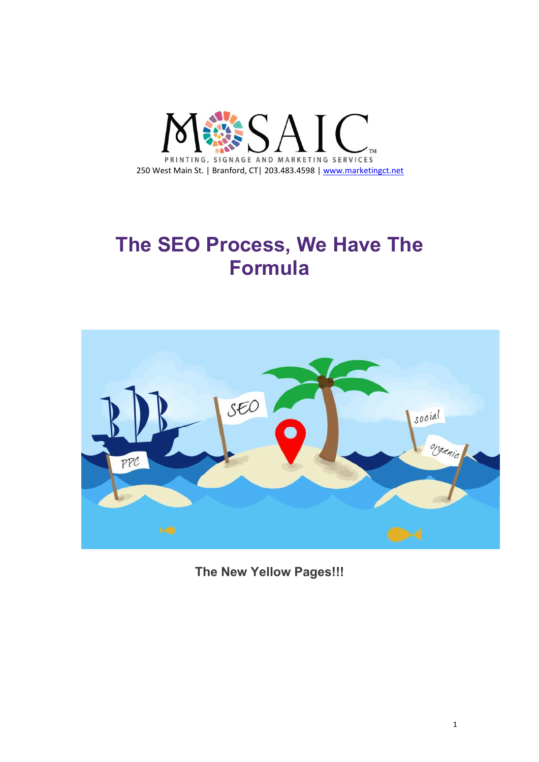MOSAIC™

PRINTING, SIGNAGE AND MARKETING SERVICES

250 West Main St. | Branford, CT| 203.483.4598 | www.marketingct.net

# The SEO Process, We Have The Formula

**The New Yellow Pages!!!**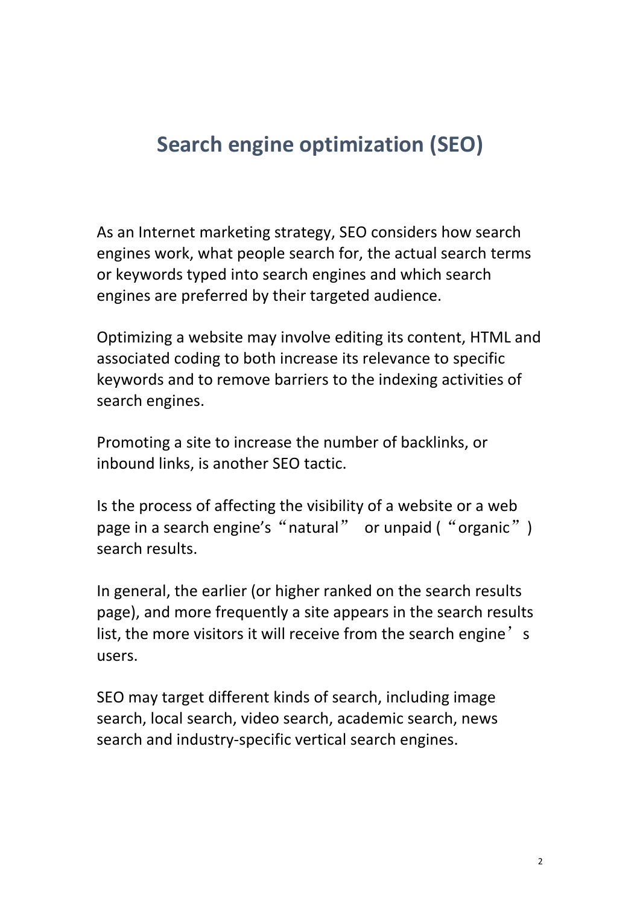# Search engine optimization (SEO)

As an Internet marketing strategy, SEO considers how search engines work, what people search for, the actual search terms or keywords typed into search engines and which search engines are preferred by their targeted audience.

Optimizing a website may involve editing its content, HTML and associated coding to both increase its relevance to specific keywords and to remove barriers to the indexing activities of search engines.

Promoting a site to increase the number of backlinks, or inbound links, is another SEO tactic.

Is the process of affecting the visibility of a website or a web page in a search engine's "natural" or unpaid ("organic") search results.

In general, the earlier (or higher ranked on the search results page), and more frequently a site appears in the search results list, the more visitors it will receive from the search engine's users.

SEO may target different kinds of search, including image search, local search, video search, academic search, news search and industry-specific vertical search engines.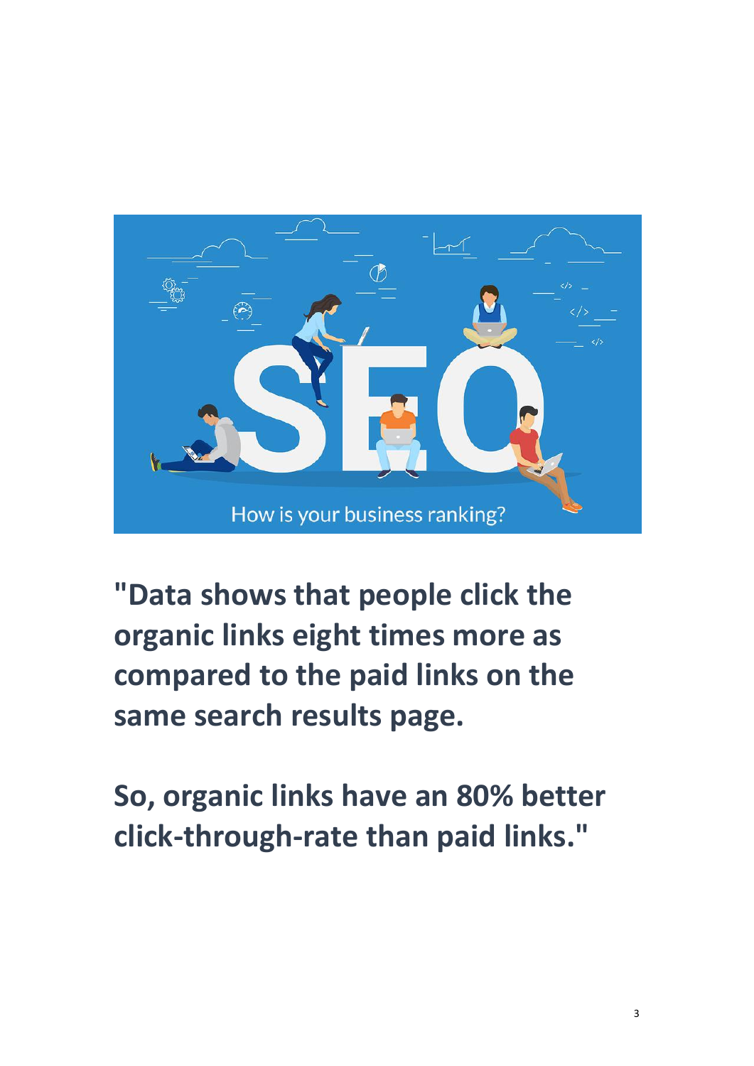**"Data shows that people click the organic links eight times more as compared to the paid links on the same search results page.**

**So, organic links have an 80% better click-through-rate than paid links."**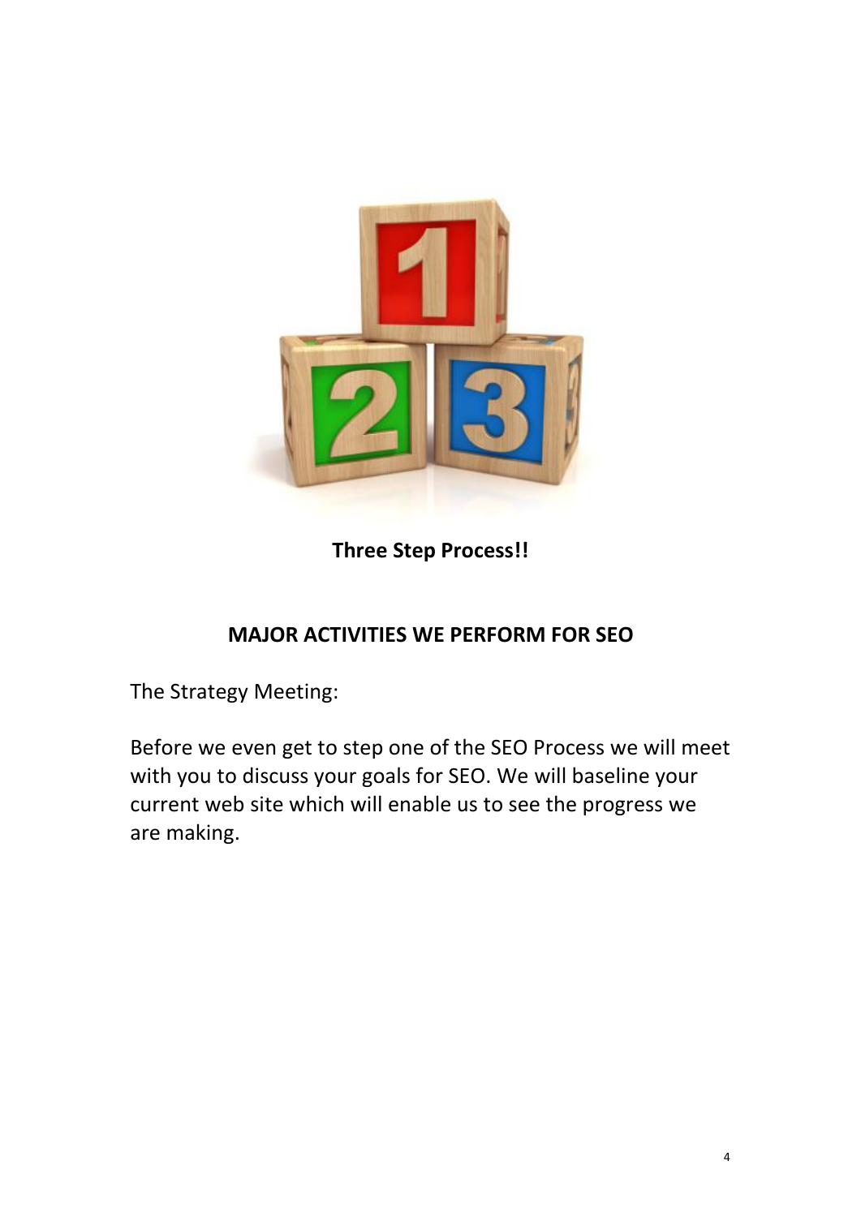**Three Step Process!!**

## MAJOR ACTIVITIES WE PERFORM FOR SEO

The Strategy Meeting:

Before we even get to step one of the SEO Process we will meet with you to discuss your goals for SEO. We will baseline your current web site which will enable us to see the progress we are making.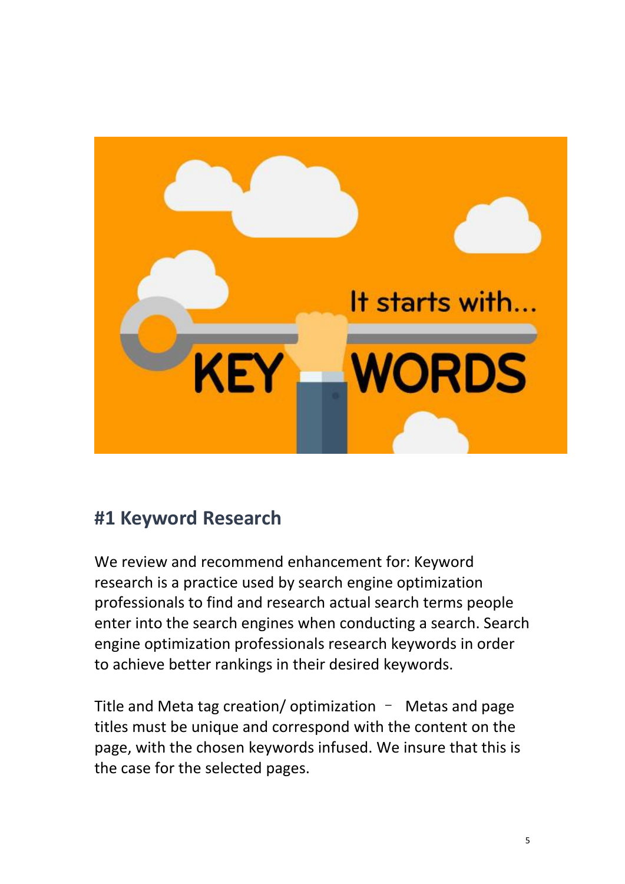## #1 Keyword Research

We review and recommend enhancement for: Keyword research is a practice used by search engine optimization professionals to find and research actual search terms people enter into the search engines when conducting a search. Search engine optimization professionals research keywords in order to achieve better rankings in their desired keywords.

Title and Meta tag creation/ optimization – Metas and page titles must be unique and correspond with the content on the page, with the chosen keywords infused. We insure that this is the case for the selected pages.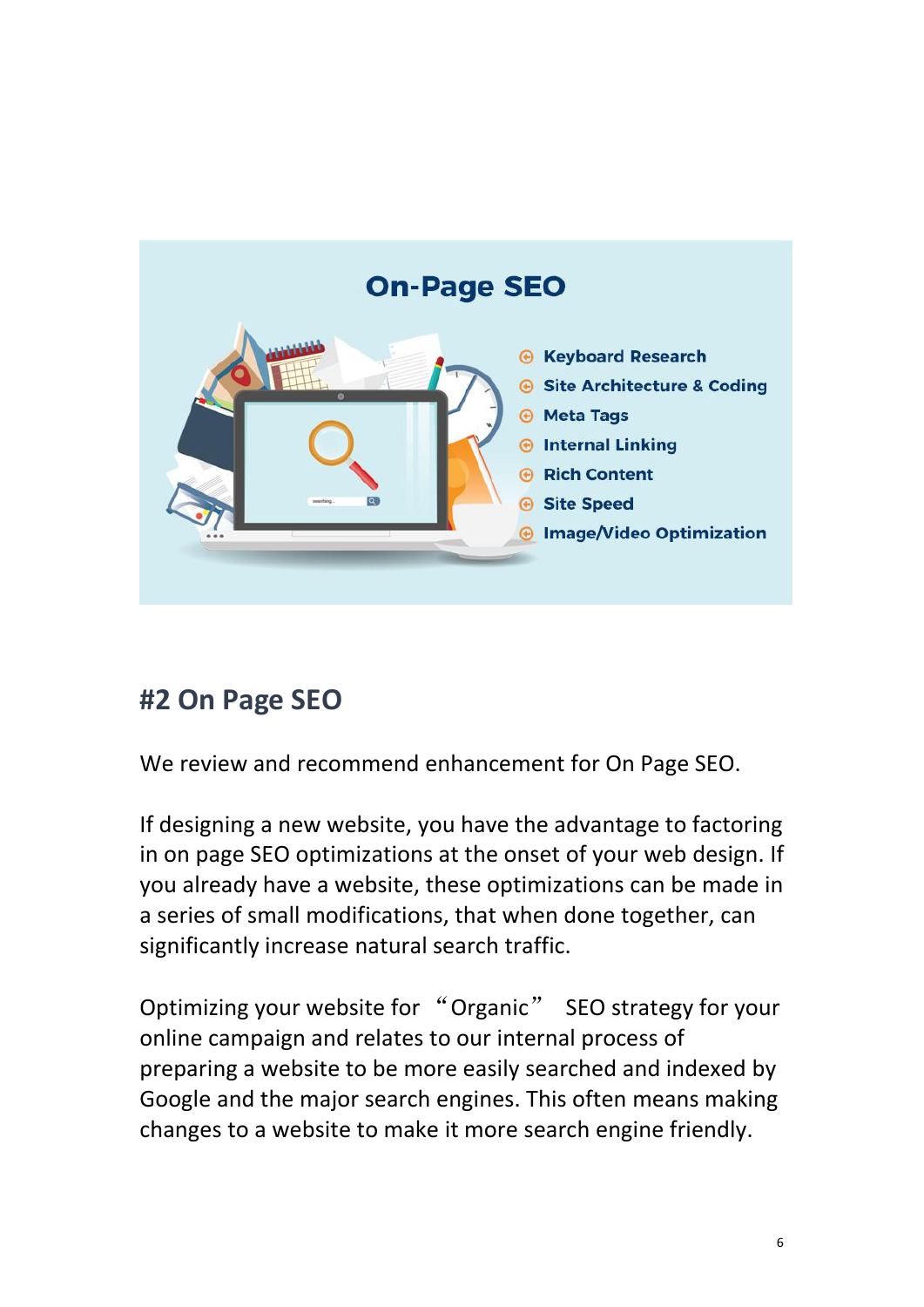## On-Page SEO

- Keyboard Research
- Site Architecture & Coding
- Meta Tags
- Internal Linking
- Rich Content
- Site Speed
- Image/Video Optimization

## #2 On Page SEO

We review and recommend enhancement for On Page SEO.

If designing a new website, you have the advantage to factoring in on page SEO optimizations at the onset of your web design. If you already have a website, these optimizations can be made in a series of small modifications, that when done together, can significantly increase natural search traffic.

Optimizing your website for "Organic" SEO strategy for your online campaign and relates to our internal process of preparing a website to be more easily searched and indexed by Google and the major search engines. This often means making changes to a website to make it more search engine friendly.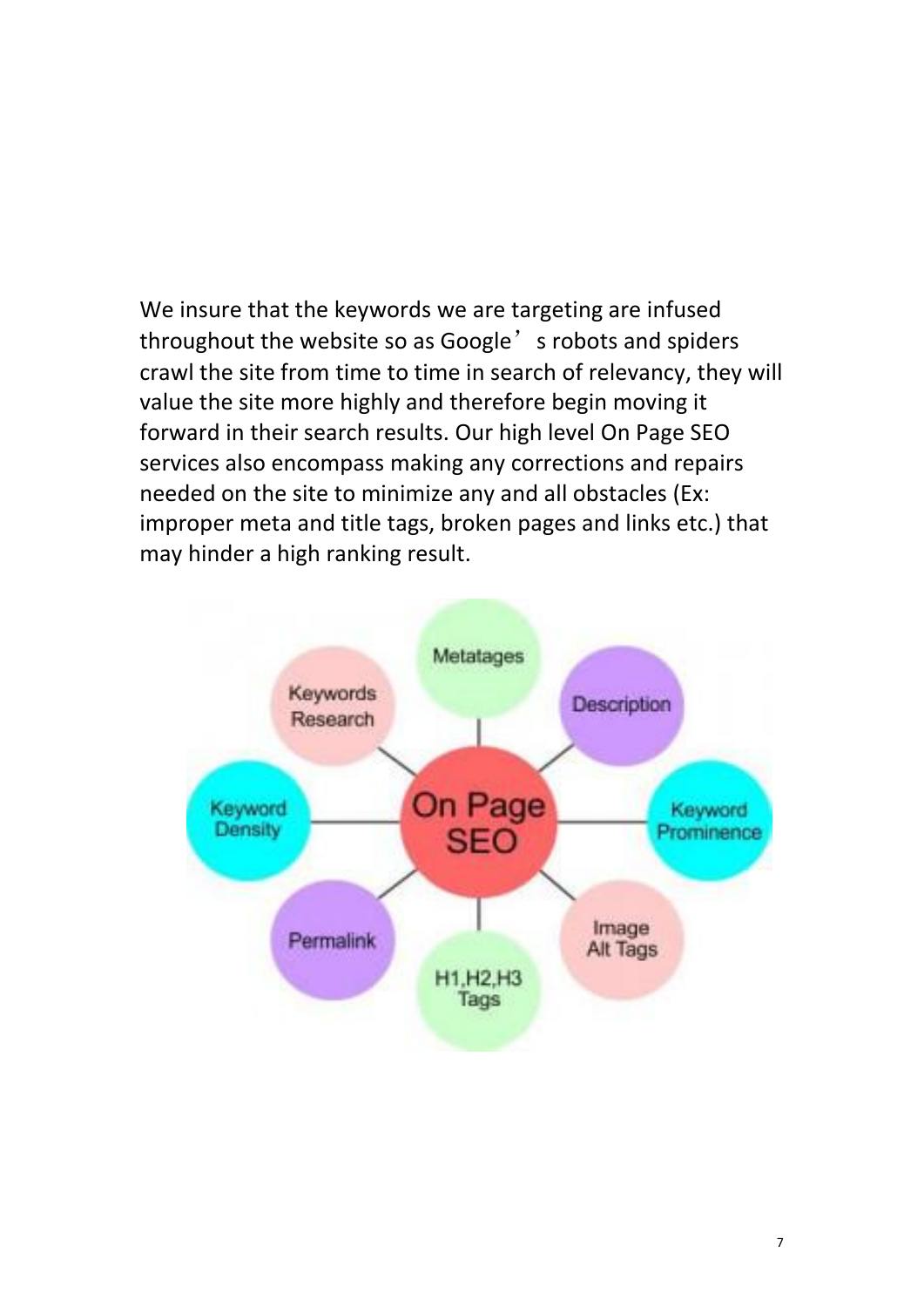We insure that the keywords we are targeting are infused throughout the website so as Google's robots and spiders crawl the site from time to time in search of relevancy, they will value the site more highly and therefore begin moving it forward in their search results. Our high level On Page SEO services also encompass making any corrections and repairs needed on the site to minimize any and all obstacles (Ex: improper meta and title tags, broken pages and links etc.) that may hinder a high ranking result.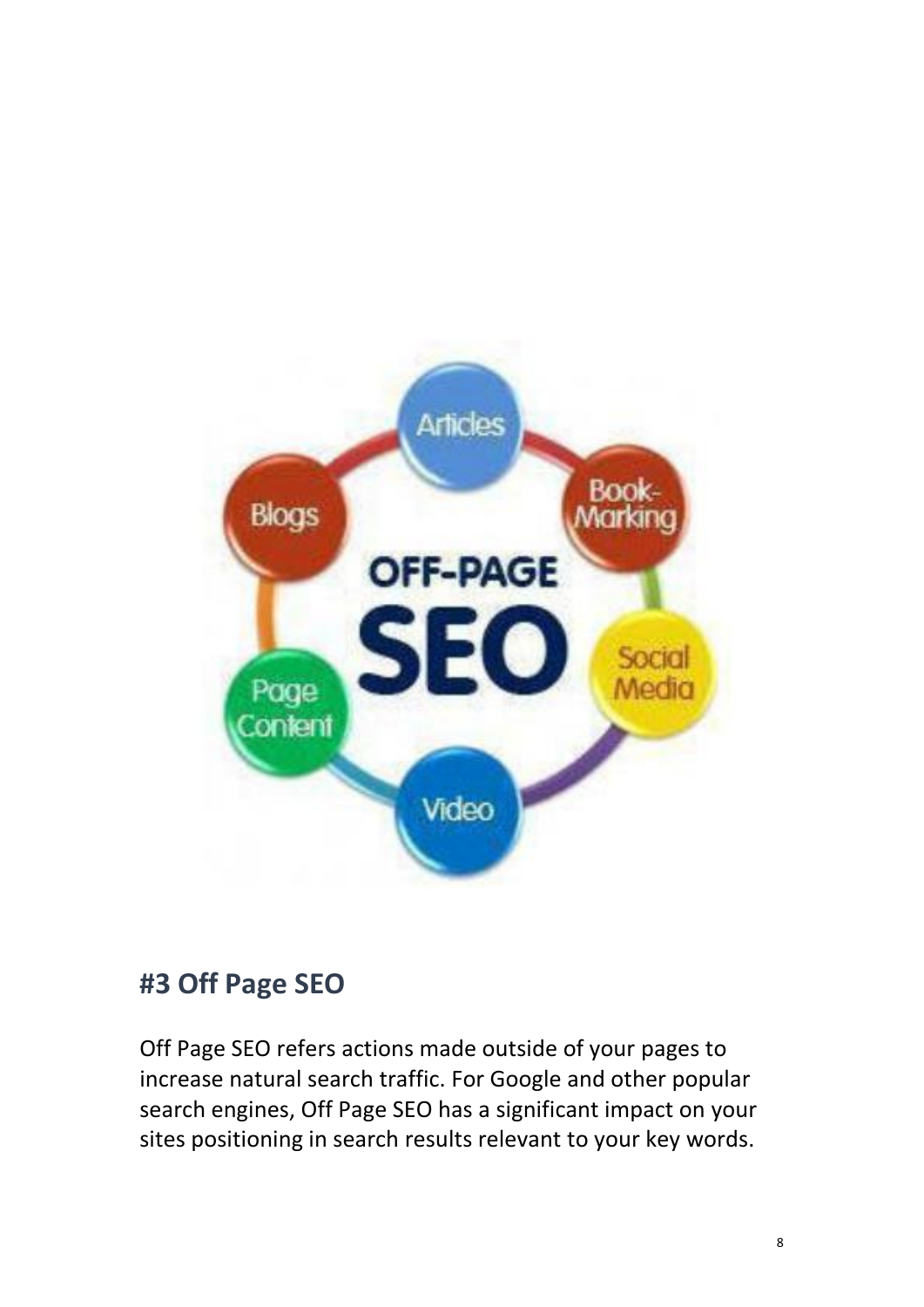## #3 Off Page SEO

Off Page SEO refers actions made outside of your pages to increase natural search traffic. For Google and other popular search engines, Off Page SEO has a significant impact on your sites positioning in search results relevant to your key words.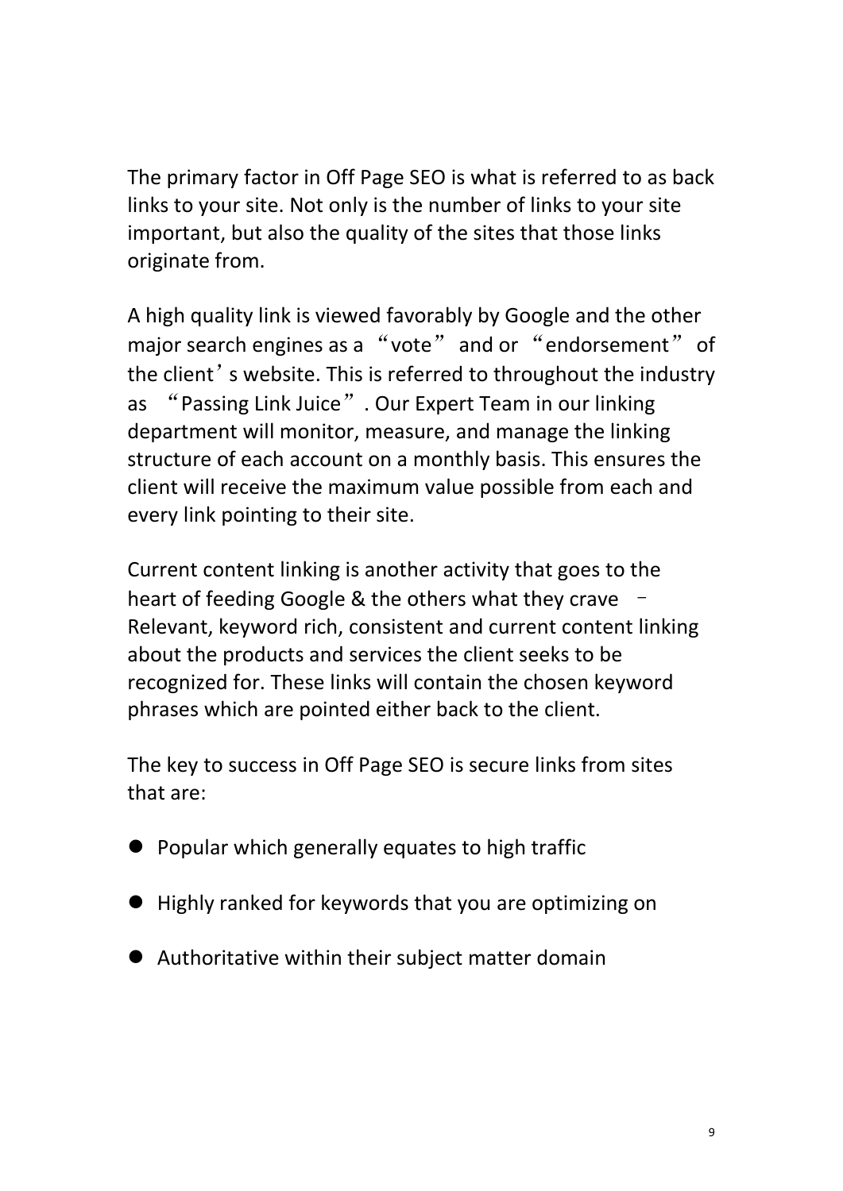The primary factor in Off Page SEO is what is referred to as back links to your site. Not only is the number of links to your site important, but also the quality of the sites that those links originate from.

A high quality link is viewed favorably by Google and the other major search engines as a “vote” and or “endorsement” of the client’s website. This is referred to throughout the industry as “Passing Link Juice”. Our Expert Team in our linking department will monitor, measure, and manage the linking structure of each account on a monthly basis. This ensures the client will receive the maximum value possible from each and every link pointing to their site.

Current content linking is another activity that goes to the heart of feeding Google & the others what they crave – Relevant, keyword rich, consistent and current content linking about the products and services the client seeks to be recognized for. These links will contain the chosen keyword phrases which are pointed either back to the client.

The key to success in Off Page SEO is secure links from sites that are:

- Popular which generally equates to high traffic
- Highly ranked for keywords that you are optimizing on
- Authoritative within their subject matter domain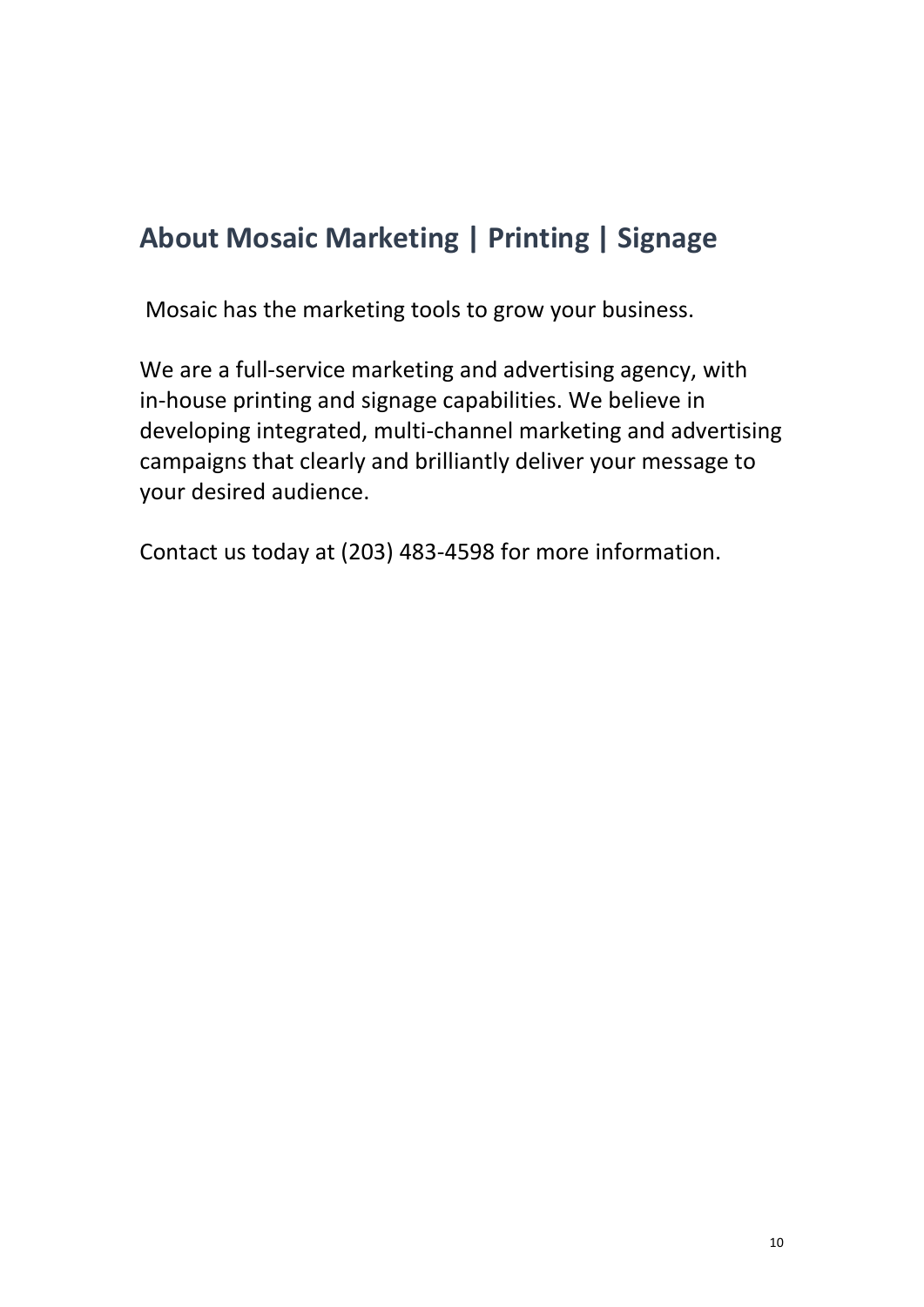## About Mosaic Marketing | Printing | Signage

Mosaic has the marketing tools to grow your business.

We are a full-service marketing and advertising agency, with in-house printing and signage capabilities. We believe in developing integrated, multi-channel marketing and advertising campaigns that clearly and brilliantly deliver your message to your desired audience.

Contact us today at (203) 483-4598 for more information.